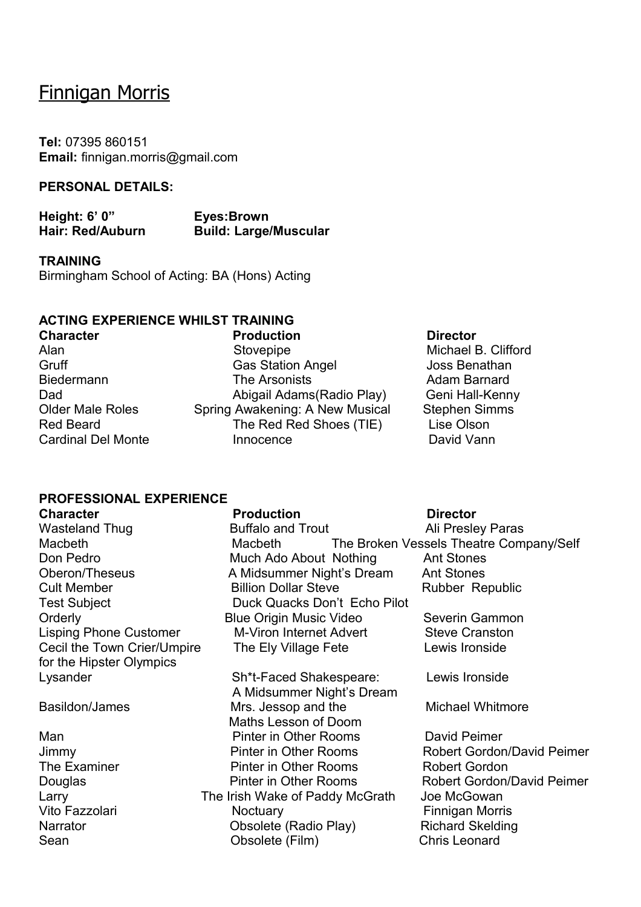# Finnigan Morris

**Tel:** 07395 860151
**Email:** finnigan.morris@gmail.com

**PERSONAL DETAILS:**

| | |
|---|---|
| **Height: 6' 0"** | **Eyes:Brown** |
| **Hair: Red/Auburn** | **Build: Large/Muscular** |

**TRAINING**
Birmingham School of Acting: BA (Hons) Acting

**ACTING EXPERIENCE WHILST TRAINING**

| Character | Production | Director |
|---|---|---|
| Alan | Stovepipe | Michael B. Clifford |
| Gruff | Gas Station Angel | Joss Benathan |
| Biedermann | The Arsonists | Adam Barnard |
| Dad | Abigail Adams(Radio Play) | Geni Hall-Kenny |
| Older Male Roles | Spring Awakening: A New Musical | Stephen Simms |
| Red Beard | The Red Red Shoes (TIE) | Lise Olson |
| Cardinal Del Monte | Innocence | David Vann |

**PROFESSIONAL EXPERIENCE**

| Character | Production | Director |
|---|---|---|
| Wasteland Thug | Buffalo and Trout | Ali Presley Paras |
| Macbeth | Macbeth | The Broken Vessels Theatre Company/Self |
| Don Pedro | Much Ado About Nothing | Ant Stones |
| Oberon/Theseus | A Midsummer Night's Dream | Ant Stones |
| Cult Member | Billion Dollar Steve | Rubber Republic |
| Test Subject | Duck Quacks Don't Echo Pilot | |
| Orderly | Blue Origin Music Video | Severin Gammon |
| Lisping Phone Customer | M-Viron Internet Advert | Steve Cranston |
| Cecil the Town Crier/Umpire for the Hipster Olympics | The Ely Village Fete | Lewis Ironside |
| Lysander | Sh*t-Faced Shakespeare: A Midsummer Night's Dream | Lewis Ironside |
| Basildon/James | Mrs. Jessop and the Maths Lesson of Doom | Michael Whitmore |
| Man | Pinter in Other Rooms | David Peimer |
| Jimmy | Pinter in Other Rooms | Robert Gordon/David Peimer |
| The Examiner | Pinter in Other Rooms | Robert Gordon |
| Douglas | Pinter in Other Rooms | Robert Gordon/David Peimer |
| Larry | The Irish Wake of Paddy McGrath | Joe McGowan |
| Vito Fazzolari | Noctuary | Finnigan Morris |
| Narrator | Obsolete (Radio Play) | Richard Skelding |
| Sean | Obsolete (Film) | Chris Leonard |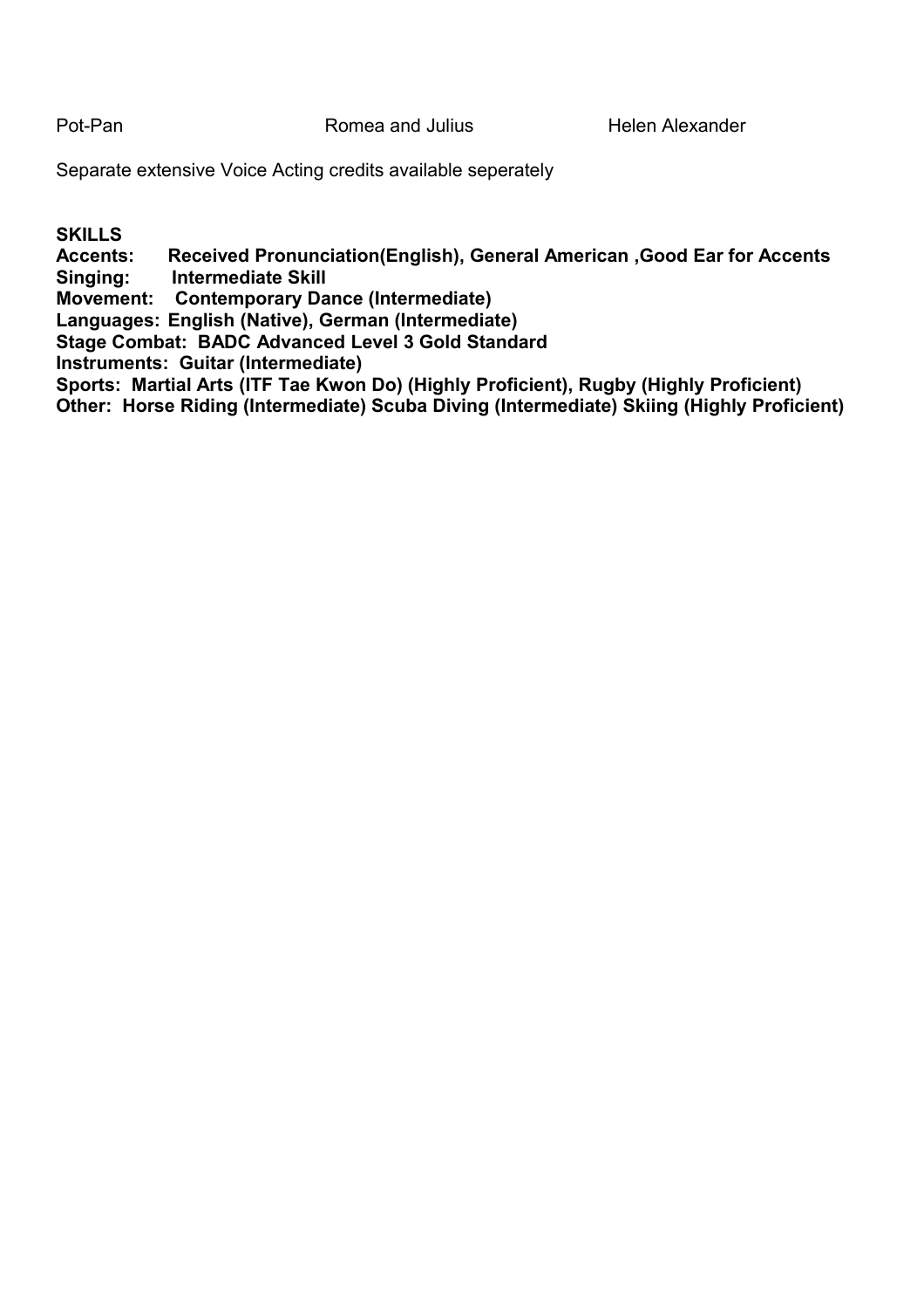| | | |
|---|---|---|
| Pot-Pan | Romea and Julius | Helen Alexander |

Separate extensive Voice Acting credits available seperately

**SKILLS**

**Accents: Received Pronunciation(English), General American ,Good Ear for Accents**
**Singing: Intermediate Skill**
**Movement: Contemporary Dance (Intermediate)**
**Languages: English (Native), German (Intermediate)**
**Stage Combat: BADC Advanced Level 3 Gold Standard**
**Instruments: Guitar (Intermediate)**
**Sports: Martial Arts (ITF Tae Kwon Do) (Highly Proficient), Rugby (Highly Proficient)**
**Other: Horse Riding (Intermediate) Scuba Diving (Intermediate) Skiing (Highly Proficient)**